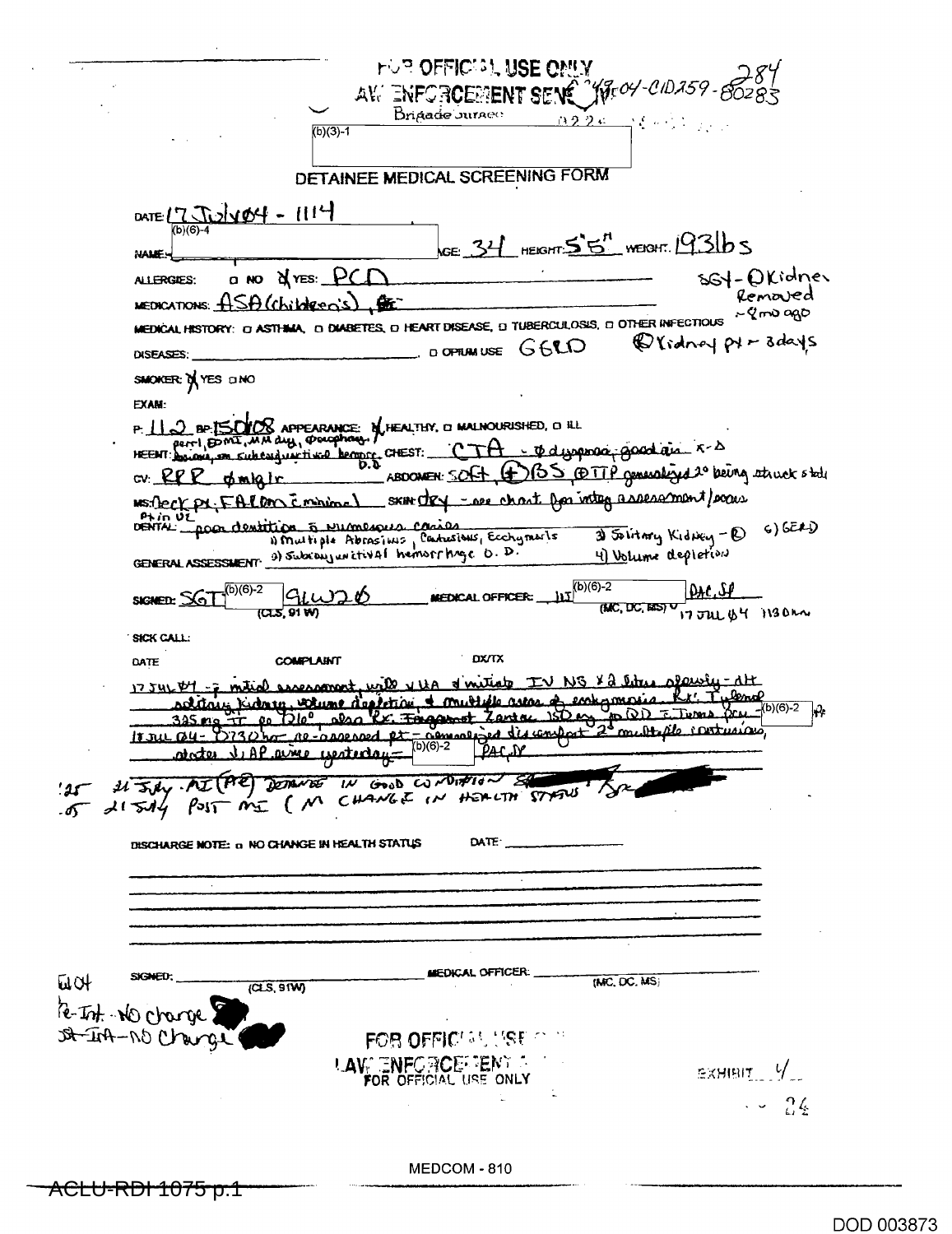FOR OFFICIAL USE ONLY
LAW ENFORCEMENT SENSITIVE 0049-04-CID259-80283 284

Brigade Surgeon

(b)(3)-1

## DETAINEE MEDICAL SCREENING FORM

DATE: 17 July 04 - 1114

NAME: (b)(6)-4 AGE: 34 HEIGHT: 5'5" WEIGHT: 193lbs

ALLERGIES: ☐ NO ☒ YES: PCN

MEDICATIONS: ASA (children's)

SGY - Ⓛ Kidney Removed ~8mo ago

MEDICAL HISTORY: ☐ ASTHMA, ☐ DIABETES, ☐ HEART DISEASE, ☐ TUBERCULOSIS, ☐ OTHER INFECTIOUS

DISEASES: ________, ☐ OPIUM USE GERD Ⓡ Kidney px ~ 3days

SMOKER: ☒ YES ☐ NO

EXAM:

P: 112 BP: 150/108 APPEARANCE: ☒ HEALTHY, ☐ MALNOURISHED, ☐ ILL

HEENT: perrl, EOMI, MM dry, oropharynx, bruising, ⊕ subconjunctival hemorrhage O.D. CHEST: CTA - ∅ dyspnea, good air x-4

CV: RRR ∅ m/g/r ABDOMEN: soft ⊕ BS ⊕ TTP generalized 2° being struck stated

MS: Neck px, FAROM c minimal SKIN: dry - see chart for integ assessment/scars

DENTAL: Pt in VL poor dentition c numerous caries

GENERAL ASSESSMENT: 1) Multiple Abrasions, Contusions, Ecchymosis 2) Subconjunctival hemorrhage O.D. 3) Solitary Kidney - Ⓡ 4) Volume depletion 6) GERD

SIGNED: SGT (b)(6)-2 91W20 (CLS, 91 W) MEDICAL OFFICER: 1LT (b)(6)-2 PAC, SP (MC, DC, MS) 17 JUL 04 1130hrs

SICK CALL:

| DATE | COMPLAINT | DX/TX |
|---|---|---|
| 17 JUL 04 - initial assessment, will r/UA & initiate IV NS x 2 liters slowly - d/t solitary kidney, volume depletion, & multiple areas of ecchymosis. Rx: Tylenol 325mg II po Q10°, also Rx: Famotidine Zantac 150mg po QD c Tums prn (b)(6)-2 | | |
| 18 JUL 04 - 0730hrs re-assessed pt - complained discomfort 2° multiple contusions, states c/AP same yesterday - (b)(6)-2 PAC, SP | | |

'25 21 July - AI (PE) DETAINEE IN GOOD CONDITION

'05 21 July POST MI (NO CHANGE IN HEALTH STATUS)

DISCHARGE NOTE: ☐ NO CHANGE IN HEALTH STATUS DATE: ________

SIGNED: ________ (CLS, 91W) MEDICAL OFFICER: ________ (MC, DC, MS)

Re-Int. - No change
SA-IPA - No Change

FOR OFFICIAL USE ONLY
LAW ENFORCEMENT SENSITIVE
FOR OFFICIAL USE ONLY

EXHIBIT 4

24

MEDCOM - 810

ACLU-RDI 1075 p.1

DOD 003873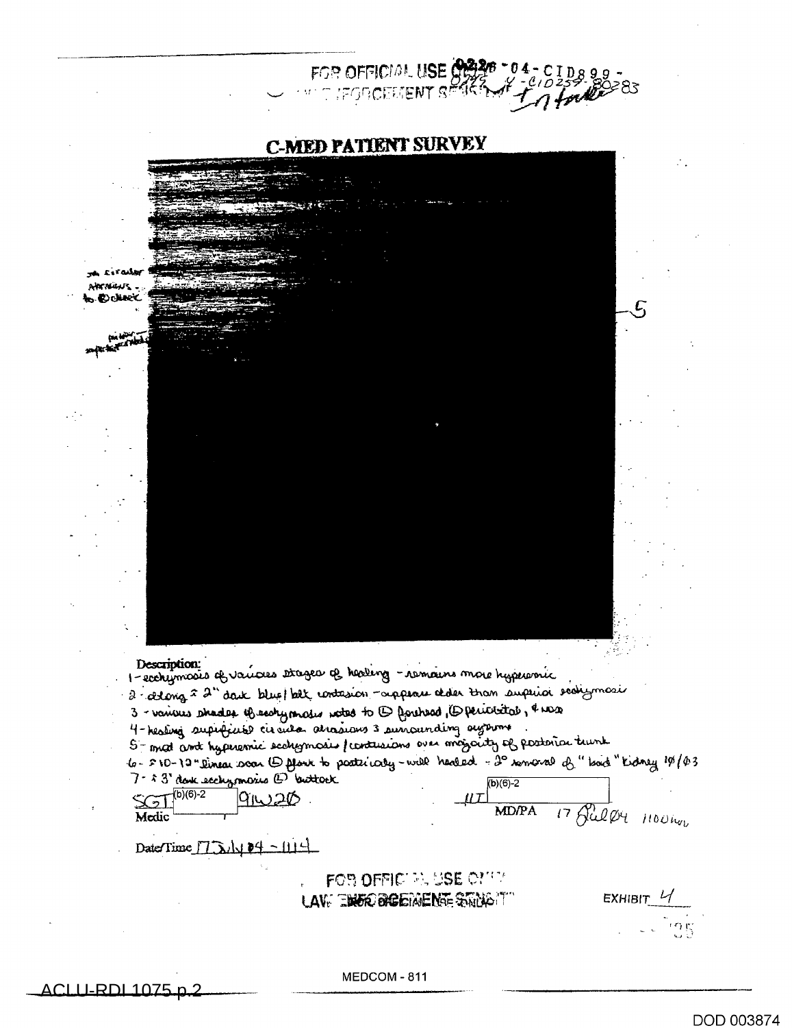FOR OFFICIAL USE ONLY 0226-04-CID899-
LAW ENFORCEMENT SENSITIVE 0226-04-CID259-80283
Intake

# C-MED PATIENT SURVEY

5

Description:

1 - ecchymosis of various stages of healing - remains more hyperemic
2 - oblong ≈ 2" dark blue/blk contusion - appears older than superior ecchymosis
3 - various shades of ecchymosis notes to (L) forehead, (L) periorbital, & nose
4 - healing superficial circular abrasions 3 surrounding eyebrows
5 - mod and hyperemic ecchymosis / contusions over majority of posterior trunk
6 - ≈ 10-12" linear scar (L) flank to posteriorly - well healed - 2° removal of "bad" kidney 10/03
7 - ≈ 3" dark ecchymosis (L) buttock

SGT (b)(6)-2 91W20
Medic

1LT (b)(6)-2
MD/PA 17 Jul 04 1100hrs

Date/Time 17 Jul 04 - 1114

FOR OFFICIAL USE ONLY
LAW ENFORCEMENT SENSITIVE

EXHIBIT 4

MEDCOM - 811